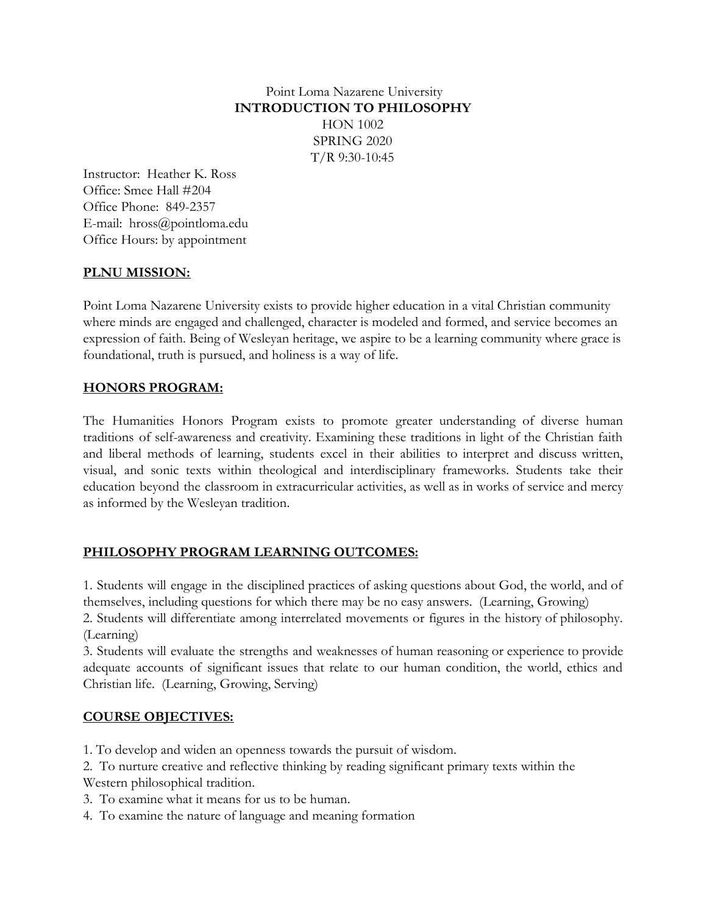# Point Loma Nazarene University
## INTRODUCTION TO PHILOSOPHY
HON 1002
SPRING 2020
T/R 9:30-10:45

Instructor: Heather K. Ross
Office: Smee Hall #204
Office Phone: 849-2357
E-mail: hross@pointloma.edu
Office Hours: by appointment

## PLNU MISSION:

Point Loma Nazarene University exists to provide higher education in a vital Christian community where minds are engaged and challenged, character is modeled and formed, and service becomes an expression of faith. Being of Wesleyan heritage, we aspire to be a learning community where grace is foundational, truth is pursued, and holiness is a way of life.

## HONORS PROGRAM:

The Humanities Honors Program exists to promote greater understanding of diverse human traditions of self-awareness and creativity. Examining these traditions in light of the Christian faith and liberal methods of learning, students excel in their abilities to interpret and discuss written, visual, and sonic texts within theological and interdisciplinary frameworks. Students take their education beyond the classroom in extracurricular activities, as well as in works of service and mercy as informed by the Wesleyan tradition.

## PHILOSOPHY PROGRAM LEARNING OUTCOMES:

1. Students will engage in the disciplined practices of asking questions about God, the world, and of themselves, including questions for which there may be no easy answers. (Learning, Growing)
2. Students will differentiate among interrelated movements or figures in the history of philosophy. (Learning)
3. Students will evaluate the strengths and weaknesses of human reasoning or experience to provide adequate accounts of significant issues that relate to our human condition, the world, ethics and Christian life. (Learning, Growing, Serving)

## COURSE OBJECTIVES:

1. To develop and widen an openness towards the pursuit of wisdom.
2. To nurture creative and reflective thinking by reading significant primary texts within the Western philosophical tradition.
3. To examine what it means for us to be human.
4. To examine the nature of language and meaning formation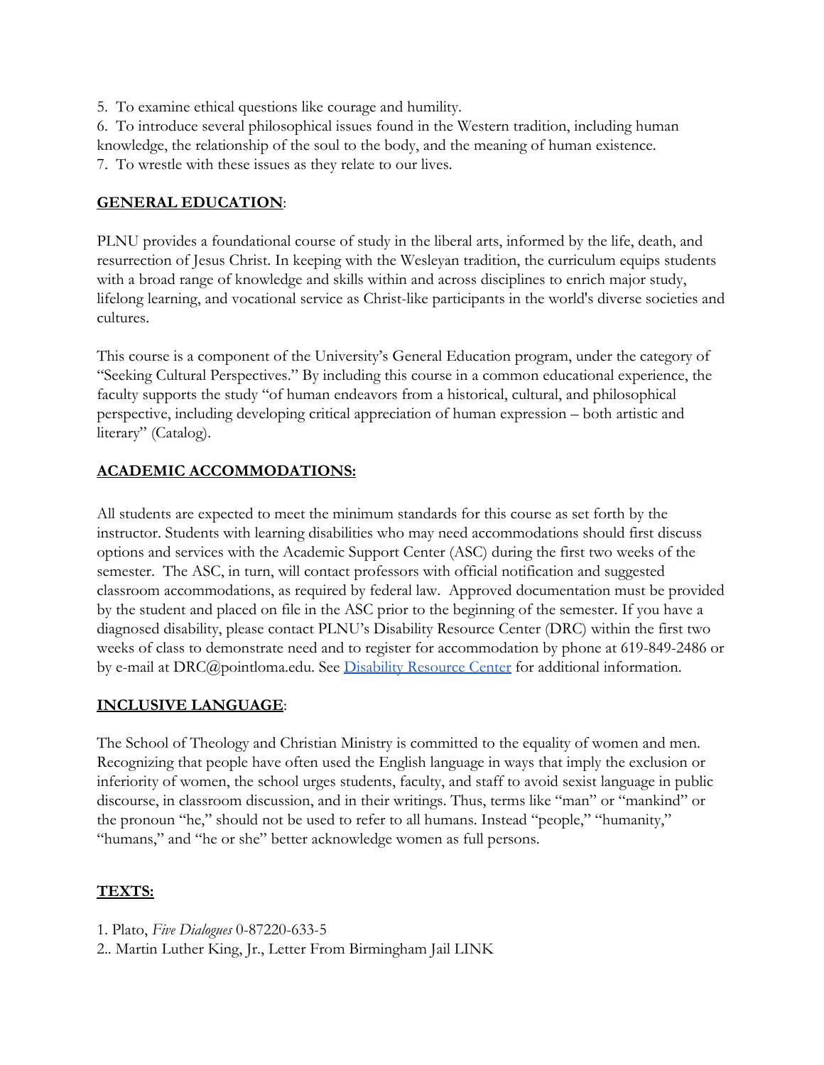5. To examine ethical questions like courage and humility.
6. To introduce several philosophical issues found in the Western tradition, including human knowledge, the relationship of the soul to the body, and the meaning of human existence.
7. To wrestle with these issues as they relate to our lives.

## GENERAL EDUCATION:

PLNU provides a foundational course of study in the liberal arts, informed by the life, death, and resurrection of Jesus Christ. In keeping with the Wesleyan tradition, the curriculum equips students with a broad range of knowledge and skills within and across disciplines to enrich major study, lifelong learning, and vocational service as Christ-like participants in the world's diverse societies and cultures.

This course is a component of the University's General Education program, under the category of "Seeking Cultural Perspectives." By including this course in a common educational experience, the faculty supports the study "of human endeavors from a historical, cultural, and philosophical perspective, including developing critical appreciation of human expression – both artistic and literary" (Catalog).

## ACADEMIC ACCOMMODATIONS:

All students are expected to meet the minimum standards for this course as set forth by the instructor. Students with learning disabilities who may need accommodations should first discuss options and services with the Academic Support Center (ASC) during the first two weeks of the semester. The ASC, in turn, will contact professors with official notification and suggested classroom accommodations, as required by federal law. Approved documentation must be provided by the student and placed on file in the ASC prior to the beginning of the semester. If you have a diagnosed disability, please contact PLNU's Disability Resource Center (DRC) within the first two weeks of class to demonstrate need and to register for accommodation by phone at 619-849-2486 or by e-mail at DRC@pointloma.edu. See Disability Resource Center for additional information.

## INCLUSIVE LANGUAGE:

The School of Theology and Christian Ministry is committed to the equality of women and men. Recognizing that people have often used the English language in ways that imply the exclusion or inferiority of women, the school urges students, faculty, and staff to avoid sexist language in public discourse, in classroom discussion, and in their writings. Thus, terms like "man" or "mankind" or the pronoun "he," should not be used to refer to all humans. Instead "people," "humanity," "humans," and "he or she" better acknowledge women as full persons.

## TEXTS:

1. Plato, *Five Dialogues* 0-87220-633-5
2.. Martin Luther King, Jr., Letter From Birmingham Jail LINK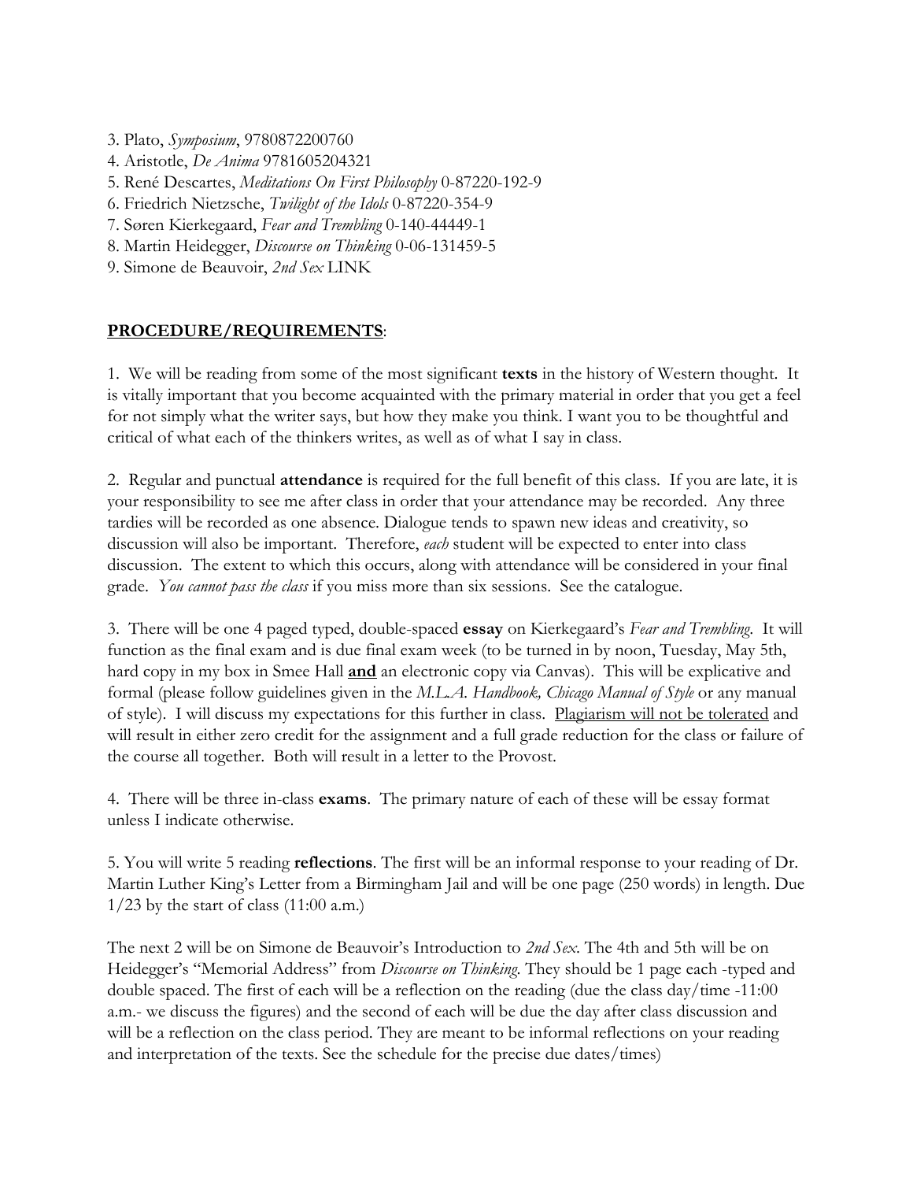3. Plato, *Symposium*, 9780872200760
4. Aristotle, *De Anima* 9781605204321
5. René Descartes, *Meditations On First Philosophy* 0-87220-192-9
6. Friedrich Nietzsche, *Twilight of the Idols* 0-87220-354-9
7. Søren Kierkegaard, *Fear and Trembling* 0-140-44449-1
8. Martin Heidegger, *Discourse on Thinking* 0-06-131459-5
9. Simone de Beauvoir, *2nd Sex* LINK

## **PROCEDURE/REQUIREMENTS**:

1. We will be reading from some of the most significant **texts** in the history of Western thought. It is vitally important that you become acquainted with the primary material in order that you get a feel for not simply what the writer says, but how they make you think. I want you to be thoughtful and critical of what each of the thinkers writes, as well as of what I say in class.

2. Regular and punctual **attendance** is required for the full benefit of this class. If you are late, it is your responsibility to see me after class in order that your attendance may be recorded. Any three tardies will be recorded as one absence. Dialogue tends to spawn new ideas and creativity, so discussion will also be important. Therefore, *each* student will be expected to enter into class discussion. The extent to which this occurs, along with attendance will be considered in your final grade. *You cannot pass the class* if you miss more than six sessions. See the catalogue.

3. There will be one 4 paged typed, double-spaced **essay** on Kierkegaard's *Fear and Trembling*. It will function as the final exam and is due final exam week (to be turned in by noon, Tuesday, May 5th, hard copy in my box in Smee Hall **and** an electronic copy via Canvas). This will be explicative and formal (please follow guidelines given in the *M.L.A. Handbook, Chicago Manual of Style* or any manual of style). I will discuss my expectations for this further in class. Plagiarism will not be tolerated and will result in either zero credit for the assignment and a full grade reduction for the class or failure of the course all together. Both will result in a letter to the Provost.

4. There will be three in-class **exams**. The primary nature of each of these will be essay format unless I indicate otherwise.

5. You will write 5 reading **reflections**. The first will be an informal response to your reading of Dr. Martin Luther King's Letter from a Birmingham Jail and will be one page (250 words) in length. Due 1/23 by the start of class (11:00 a.m.)

The next 2 will be on Simone de Beauvoir's Introduction to *2nd Sex*. The 4th and 5th will be on Heidegger's "Memorial Address" from *Discourse on Thinking*. They should be 1 page each -typed and double spaced. The first of each will be a reflection on the reading (due the class day/time -11:00 a.m.- we discuss the figures) and the second of each will be due the day after class discussion and will be a reflection on the class period. They are meant to be informal reflections on your reading and interpretation of the texts. See the schedule for the precise due dates/times)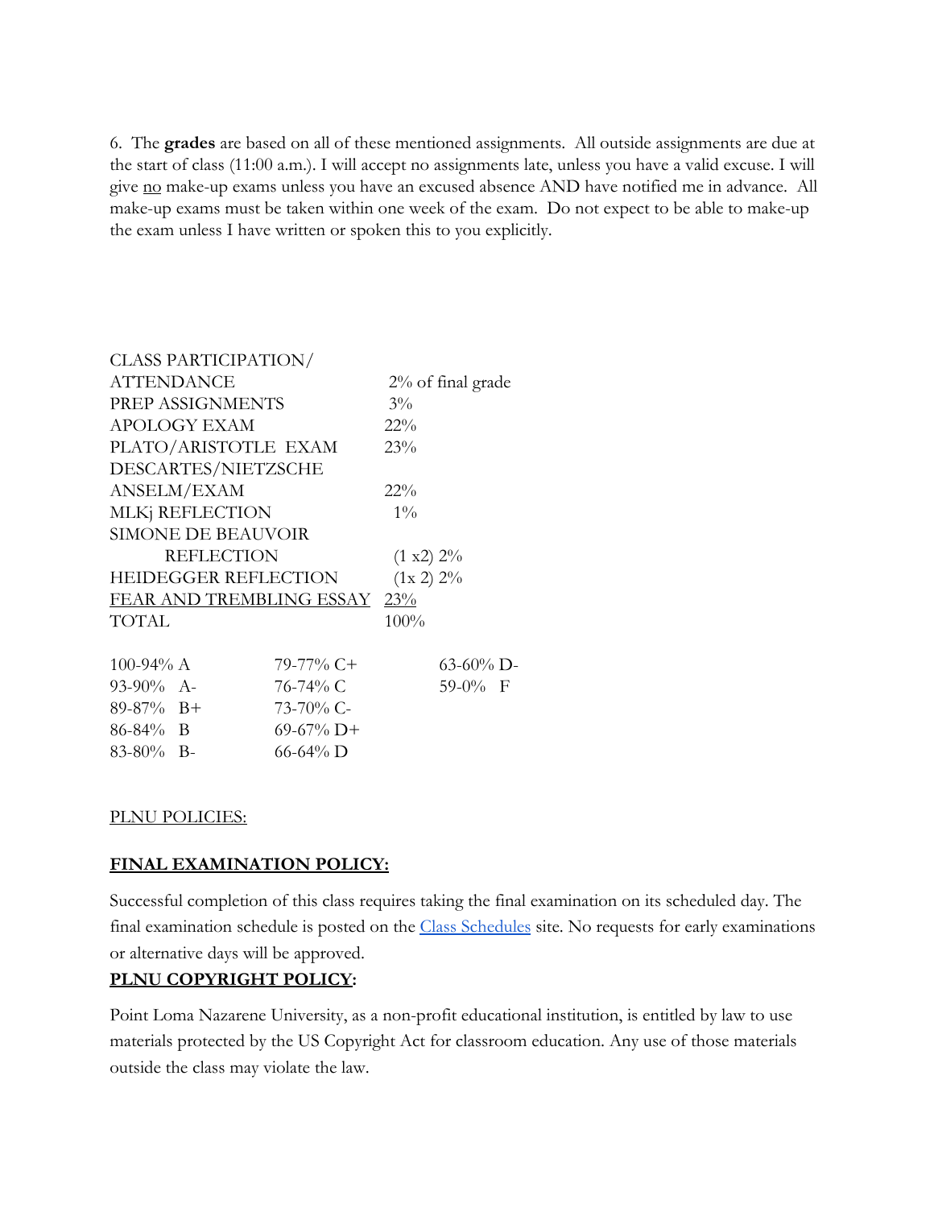6. The **grades** are based on all of these mentioned assignments. All outside assignments are due at the start of class (11:00 a.m.). I will accept no assignments late, unless you have a valid excuse. I will give <u>no</u> make-up exams unless you have an excused absence AND have notified me in advance. All make-up exams must be taken within one week of the exam. Do not expect to be able to make-up the exam unless I have written or spoken this to you explicitly.

| | |
|---|---|
| CLASS PARTICIPATION/ ATTENDANCE | 2% of final grade |
| PREP ASSIGNMENTS | 3% |
| APOLOGY EXAM | 22% |
| PLATO/ARISTOTLE EXAM | 23% |
| DESCARTES/NIETZSCHE ANSELM/EXAM | 22% |
| MLKj REFLECTION | 1% |
| SIMONE DE BEAUVOIR REFLECTION | (1 x2) 2% |
| HEIDEGGER REFLECTION | (1x 2) 2% |
| <u>FEAR AND TREMBLING ESSAY</u> | <u>23%</u> |
| TOTAL | 100% |

| | | |
|---|---|---|
| 100-94% A | 79-77% C+ | 63-60% D- |
| 93-90% A- | 76-74% C | 59-0% F |
| 89-87% B+ | 73-70% C- | |
| 86-84% B | 69-67% D+ | |
| 83-80% B- | 66-64% D | |

<u>PLNU POLICIES:</u>

**<u>FINAL EXAMINATION POLICY:</u>**

Successful completion of this class requires taking the final examination on its scheduled day. The final examination schedule is posted on the [Class Schedules]() site. No requests for early examinations or alternative days will be approved.

**<u>PLNU COPYRIGHT POLICY</u>:**

Point Loma Nazarene University, as a non-profit educational institution, is entitled by law to use materials protected by the US Copyright Act for classroom education. Any use of those materials outside the class may violate the law.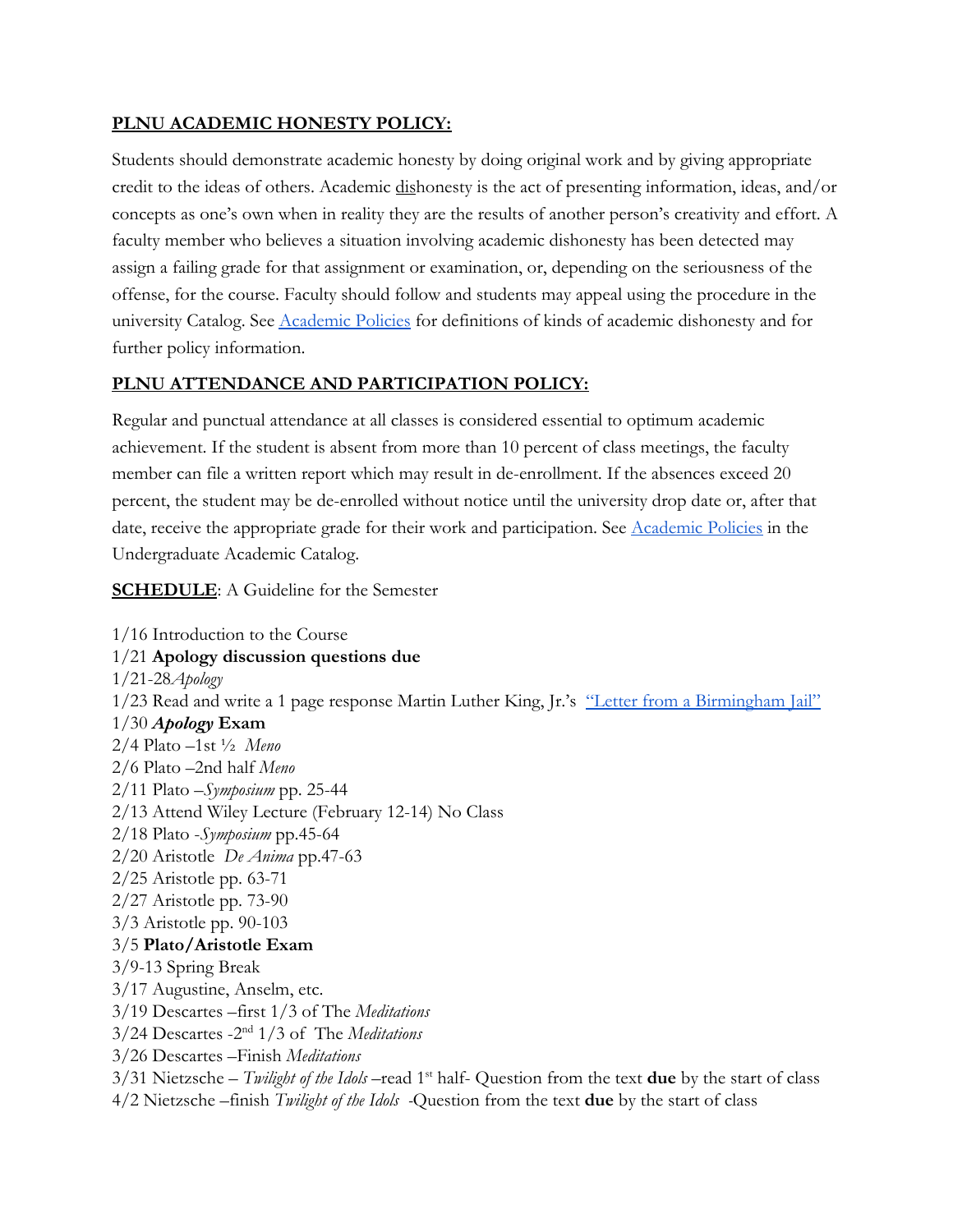**PLNU ACADEMIC HONESTY POLICY:**

Students should demonstrate academic honesty by doing original work and by giving appropriate credit to the ideas of others. Academic dishonesty is the act of presenting information, ideas, and/or concepts as one's own when in reality they are the results of another person's creativity and effort. A faculty member who believes a situation involving academic dishonesty has been detected may assign a failing grade for that assignment or examination, or, depending on the seriousness of the offense, for the course. Faculty should follow and students may appeal using the procedure in the university Catalog. See [Academic Policies] for definitions of kinds of academic dishonesty and for further policy information.

**PLNU ATTENDANCE AND PARTICIPATION POLICY:**

Regular and punctual attendance at all classes is considered essential to optimum academic achievement. If the student is absent from more than 10 percent of class meetings, the faculty member can file a written report which may result in de-enrollment. If the absences exceed 20 percent, the student may be de-enrolled without notice until the university drop date or, after that date, receive the appropriate grade for their work and participation. See [Academic Policies] in the Undergraduate Academic Catalog.

**SCHEDULE**: A Guideline for the Semester

1/16 Introduction to the Course
1/21 **Apology discussion questions due**
1/21-28 *Apology*
1/23 Read and write a 1 page response Martin Luther King, Jr.'s ["Letter from a Birmingham Jail"]
1/30 ***Apology* Exam**
2/4 Plato –1st ½ *Meno*
2/6 Plato –2nd half *Meno*
2/11 Plato –*Symposium* pp. 25-44
2/13 Attend Wiley Lecture (February 12-14) No Class
2/18 Plato -*Symposium* pp.45-64
2/20 Aristotle *De Anima* pp.47-63
2/25 Aristotle pp. 63-71
2/27 Aristotle pp. 73-90
3/3 Aristotle pp. 90-103
3/5 **Plato/Aristotle Exam**
3/9-13 Spring Break
3/17 Augustine, Anselm, etc.
3/19 Descartes –first 1/3 of The *Meditations*
3/24 Descartes -2nd 1/3 of The *Meditations*
3/26 Descartes –Finish *Meditations*
3/31 Nietzsche – *Twilight of the Idols* –read 1st half- Question from the text **due** by the start of class
4/2 Nietzsche –finish *Twilight of the Idols* -Question from the text **due** by the start of class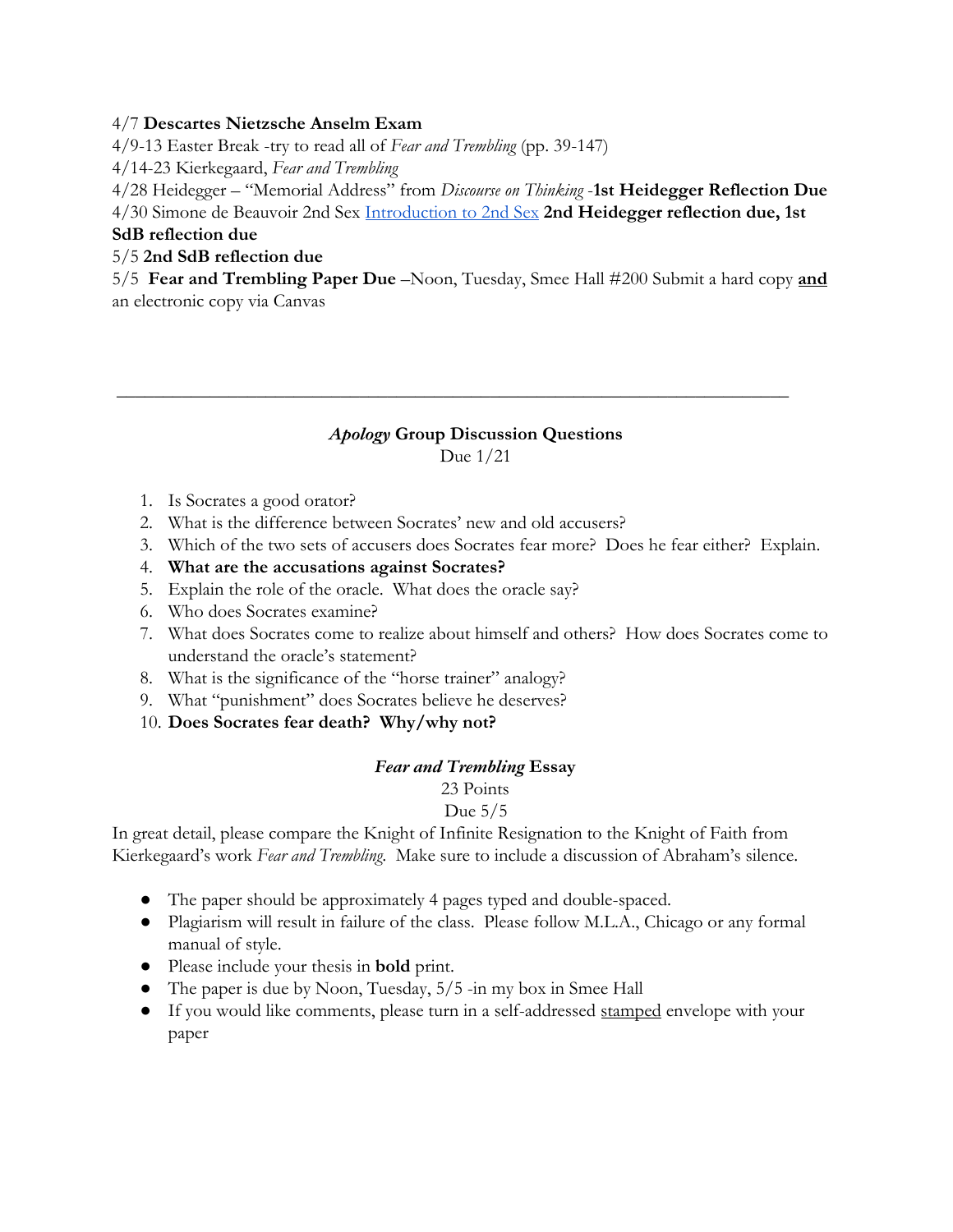4/7 **Descartes Nietzsche Anselm Exam**

4/9-13 Easter Break -try to read all of *Fear and Trembling* (pp. 39-147)

4/14-23 Kierkegaard, *Fear and Trembling*

4/28 Heidegger – "Memorial Address" from *Discourse on Thinking* -**1st Heidegger Reflection Due**

4/30 Simone de Beauvoir 2nd Sex Introduction to 2nd Sex **2nd Heidegger reflection due, 1st SdB reflection due**

5/5 **2nd SdB reflection due**

5/5 **Fear and Trembling Paper Due** –Noon, Tuesday, Smee Hall #200 Submit a hard copy **and** an electronic copy via Canvas

---

## *Apology* Group Discussion Questions

Due 1/21

1. Is Socrates a good orator?
2. What is the difference between Socrates' new and old accusers?
3. Which of the two sets of accusers does Socrates fear more? Does he fear either? Explain.
4. **What are the accusations against Socrates?**
5. Explain the role of the oracle. What does the oracle say?
6. Who does Socrates examine?
7. What does Socrates come to realize about himself and others? How does Socrates come to understand the oracle's statement?
8. What is the significance of the "horse trainer" analogy?
9. What "punishment" does Socrates believe he deserves?
10. **Does Socrates fear death? Why/why not?**

## *Fear and Trembling* Essay

23 Points

Due 5/5

In great detail, please compare the Knight of Infinite Resignation to the Knight of Faith from Kierkegaard's work *Fear and Trembling.* Make sure to include a discussion of Abraham's silence.

- The paper should be approximately 4 pages typed and double-spaced.
- Plagiarism will result in failure of the class. Please follow M.L.A., Chicago or any formal manual of style.
- Please include your thesis in **bold** print.
- The paper is due by Noon, Tuesday, 5/5 -in my box in Smee Hall
- If you would like comments, please turn in a self-addressed stamped envelope with your paper